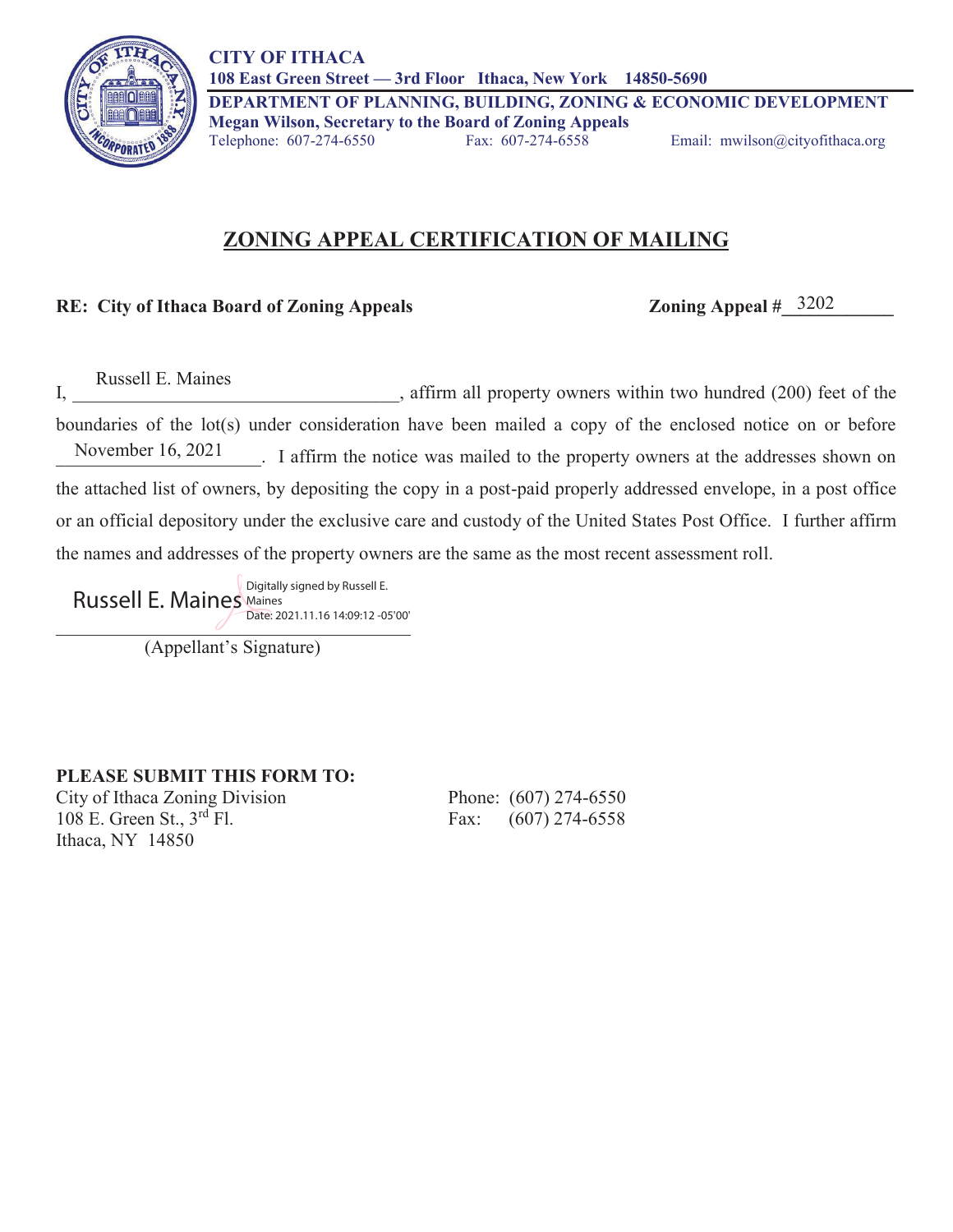**CITY OF ITHACA**
**108 East Green Street — 3rd Floor Ithaca, New York 14850-5690**
**DEPARTMENT OF PLANNING, BUILDING, ZONING & ECONOMIC DEVELOPMENT**
**Megan Wilson, Secretary to the Board of Zoning Appeals**
Telephone: 607-274-6550 Fax: 607-274-6558 Email: mwilson@cityofithaca.org

# ZONING APPEAL CERTIFICATION OF MAILING

**RE: City of Ithaca Board of Zoning Appeals** **Zoning Appeal #** 3202

I, Russell E. Maines, affirm all property owners within two hundred (200) feet of the boundaries of the lot(s) under consideration have been mailed a copy of the enclosed notice on or before November 16, 2021. I affirm the notice was mailed to the property owners at the addresses shown on the attached list of owners, by depositing the copy in a post-paid properly addressed envelope, in a post office or an official depository under the exclusive care and custody of the United States Post Office. I further affirm the names and addresses of the property owners are the same as the most recent assessment roll.

Russell E. Maines Digitally signed by Russell E. Maines Date: 2021.11.16 14:09:12 -05'00'

(Appellant's Signature)

**PLEASE SUBMIT THIS FORM TO:**

City of Ithaca Zoning Division
108 E. Green St., 3rd Fl.
Ithaca, NY 14850

Phone: (607) 274-6550
Fax: (607) 274-6558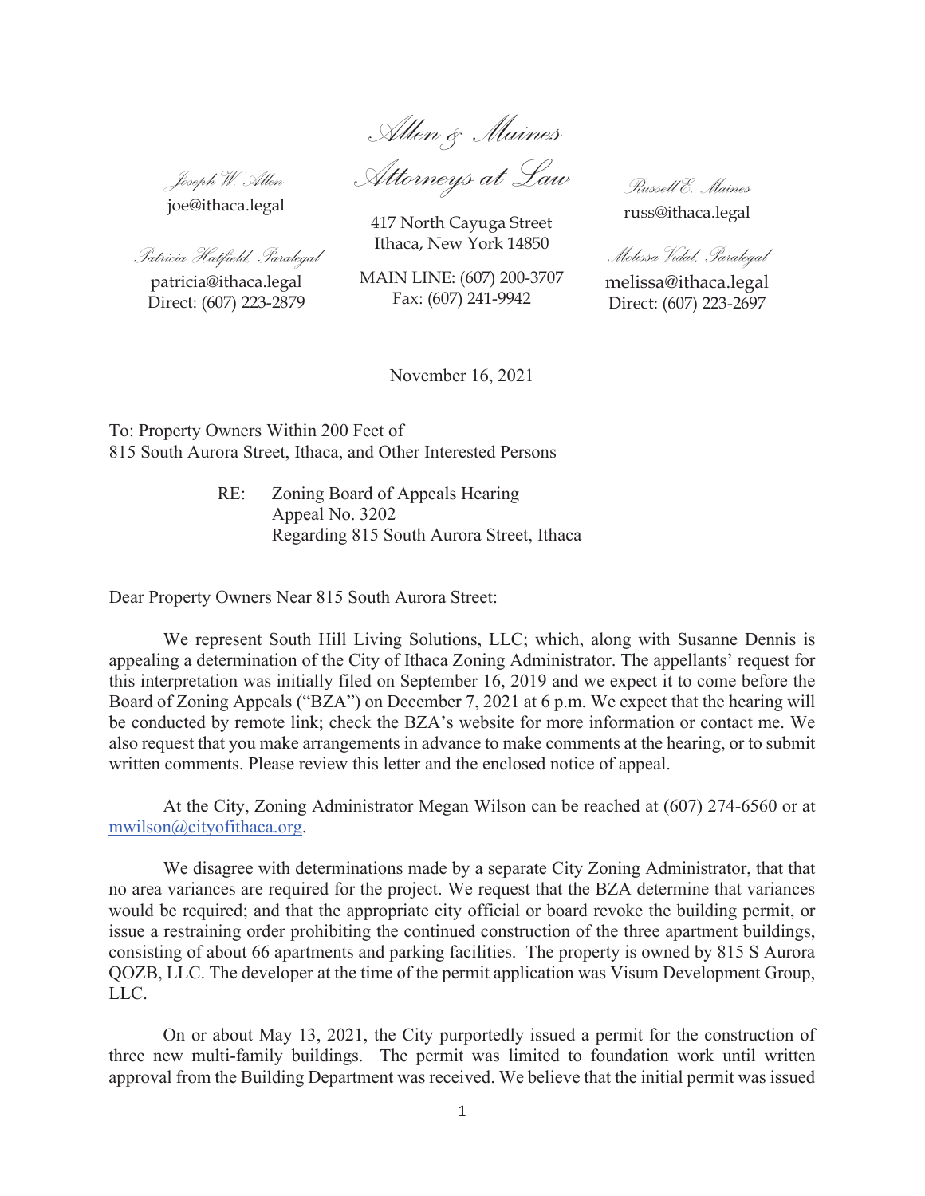*Allen & Maines*

*Attorneys at Law*

*Joseph W. Allen*
joe@ithaca.legal

*Patricia Hatfield, Paralegal*
patricia@ithaca.legal
Direct: (607) 223-2879

417 North Cayuga Street
Ithaca, New York 14850

MAIN LINE: (607) 200-3707
Fax: (607) 241-9942

*Russell E. Maines*
russ@ithaca.legal

*Melissa Vidal, Paralegal*
melissa@ithaca.legal
Direct: (607) 223-2697

November 16, 2021

To: Property Owners Within 200 Feet of
815 South Aurora Street, Ithaca, and Other Interested Persons

RE: Zoning Board of Appeals Hearing
Appeal No. 3202
Regarding 815 South Aurora Street, Ithaca

Dear Property Owners Near 815 South Aurora Street:

We represent South Hill Living Solutions, LLC; which, along with Susanne Dennis is appealing a determination of the City of Ithaca Zoning Administrator. The appellants' request for this interpretation was initially filed on September 16, 2019 and we expect it to come before the Board of Zoning Appeals ("BZA") on December 7, 2021 at 6 p.m. We expect that the hearing will be conducted by remote link; check the BZA's website for more information or contact me. We also request that you make arrangements in advance to make comments at the hearing, or to submit written comments. Please review this letter and the enclosed notice of appeal.

At the City, Zoning Administrator Megan Wilson can be reached at (607) 274-6560 or at mwilson@cityofithaca.org.

We disagree with determinations made by a separate City Zoning Administrator, that that no area variances are required for the project. We request that the BZA determine that variances would be required; and that the appropriate city official or board revoke the building permit, or issue a restraining order prohibiting the continued construction of the three apartment buildings, consisting of about 66 apartments and parking facilities. The property is owned by 815 S Aurora QOZB, LLC. The developer at the time of the permit application was Visum Development Group, LLC.

On or about May 13, 2021, the City purportedly issued a permit for the construction of three new multi-family buildings. The permit was limited to foundation work until written approval from the Building Department was received. We believe that the initial permit was issued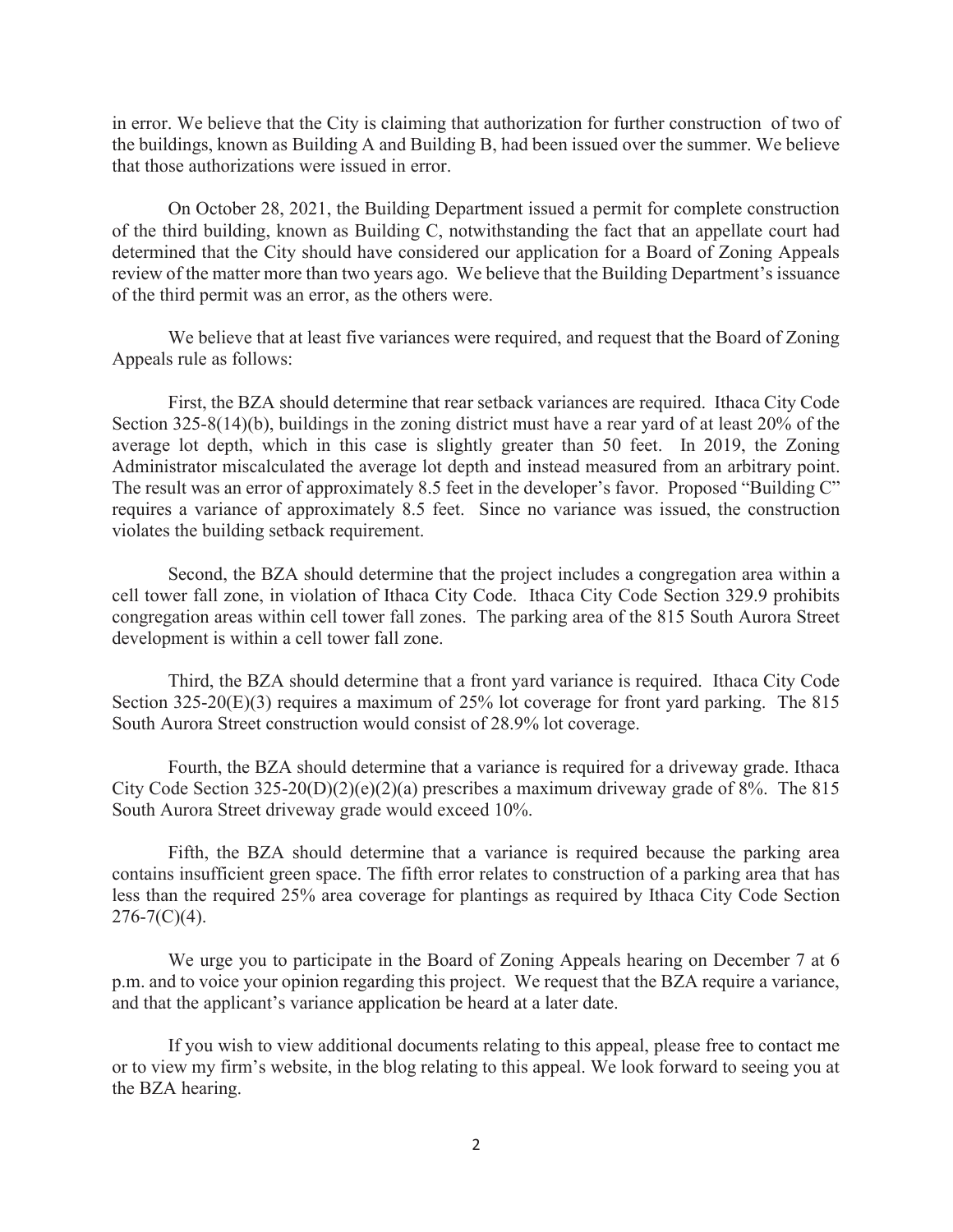in error. We believe that the City is claiming that authorization for further construction of two of the buildings, known as Building A and Building B, had been issued over the summer. We believe that those authorizations were issued in error.

On October 28, 2021, the Building Department issued a permit for complete construction of the third building, known as Building C, notwithstanding the fact that an appellate court had determined that the City should have considered our application for a Board of Zoning Appeals review of the matter more than two years ago. We believe that the Building Department's issuance of the third permit was an error, as the others were.

We believe that at least five variances were required, and request that the Board of Zoning Appeals rule as follows:

First, the BZA should determine that rear setback variances are required. Ithaca City Code Section 325-8(14)(b), buildings in the zoning district must have a rear yard of at least 20% of the average lot depth, which in this case is slightly greater than 50 feet. In 2019, the Zoning Administrator miscalculated the average lot depth and instead measured from an arbitrary point. The result was an error of approximately 8.5 feet in the developer's favor. Proposed "Building C" requires a variance of approximately 8.5 feet. Since no variance was issued, the construction violates the building setback requirement.

Second, the BZA should determine that the project includes a congregation area within a cell tower fall zone, in violation of Ithaca City Code. Ithaca City Code Section 329.9 prohibits congregation areas within cell tower fall zones. The parking area of the 815 South Aurora Street development is within a cell tower fall zone.

Third, the BZA should determine that a front yard variance is required. Ithaca City Code Section 325-20(E)(3) requires a maximum of 25% lot coverage for front yard parking. The 815 South Aurora Street construction would consist of 28.9% lot coverage.

Fourth, the BZA should determine that a variance is required for a driveway grade. Ithaca City Code Section 325-20(D)(2)(e)(2)(a) prescribes a maximum driveway grade of 8%. The 815 South Aurora Street driveway grade would exceed 10%.

Fifth, the BZA should determine that a variance is required because the parking area contains insufficient green space. The fifth error relates to construction of a parking area that has less than the required 25% area coverage for plantings as required by Ithaca City Code Section 276-7(C)(4).

We urge you to participate in the Board of Zoning Appeals hearing on December 7 at 6 p.m. and to voice your opinion regarding this project. We request that the BZA require a variance, and that the applicant's variance application be heard at a later date.

If you wish to view additional documents relating to this appeal, please free to contact me or to view my firm's website, in the blog relating to this appeal. We look forward to seeing you at the BZA hearing.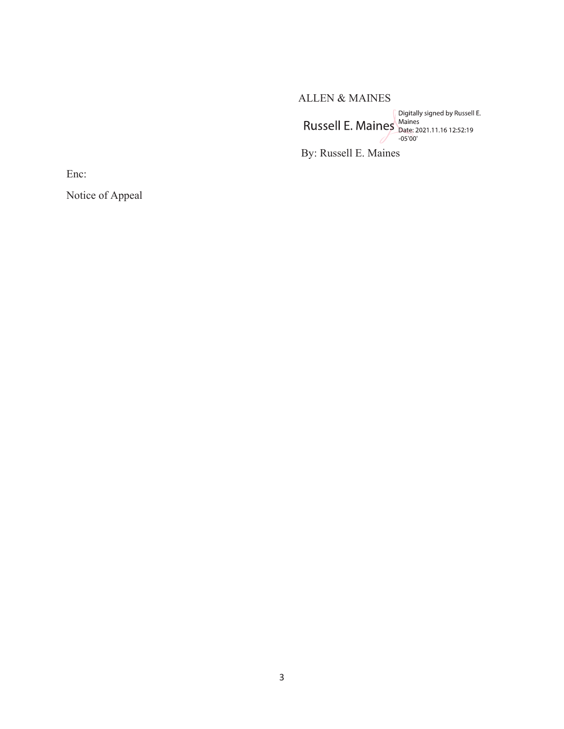ALLEN & MAINES

Russell E. Maines Digitally signed by Russell E. Maines Date: 2021.11.16 12:52:19 -05'00'

By: Russell E. Maines

Enc:

Notice of Appeal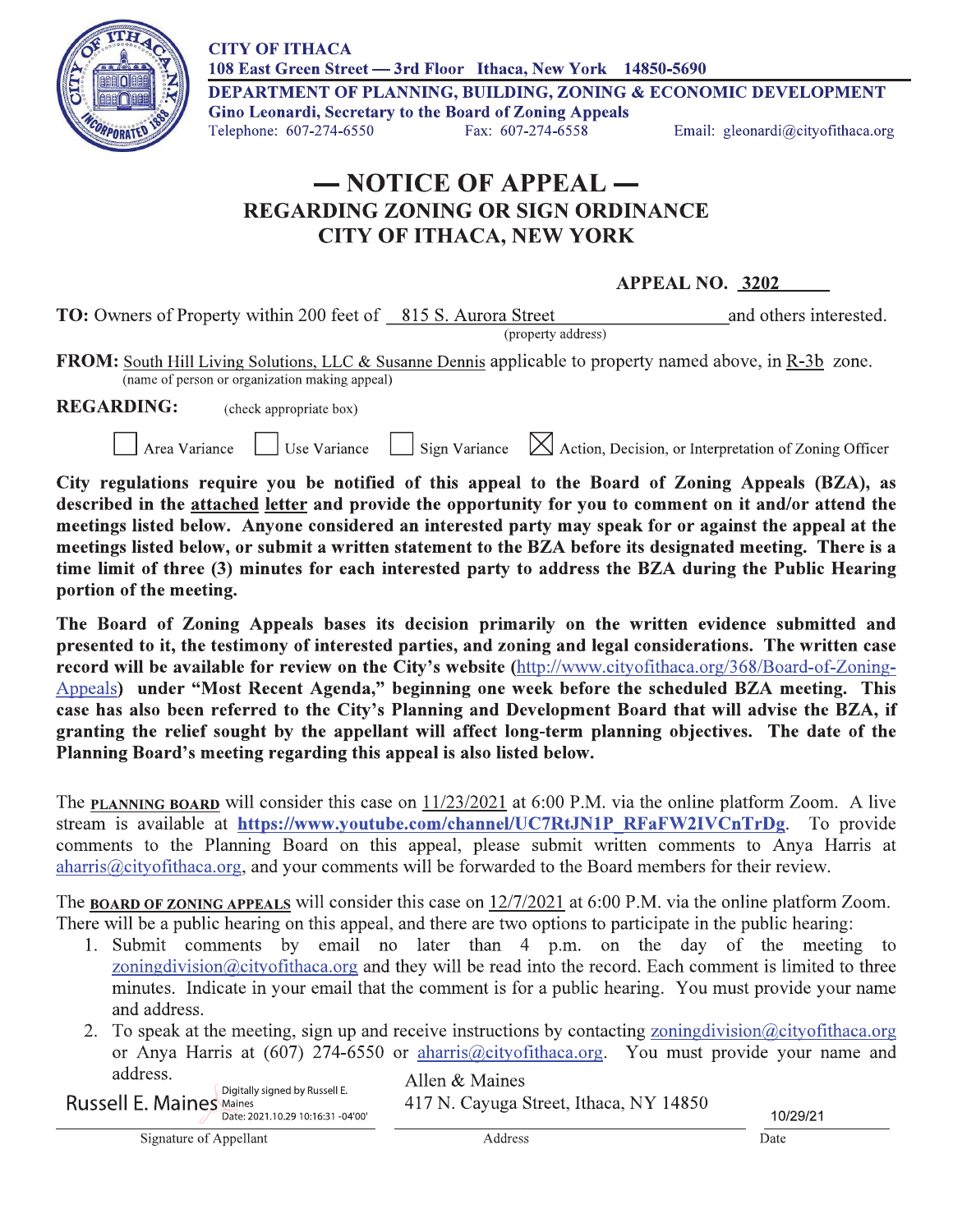CITY OF ITHACA
108 East Green Street — 3rd Floor Ithaca, New York 14850-5690
DEPARTMENT OF PLANNING, BUILDING, ZONING & ECONOMIC DEVELOPMENT
Gino Leonardi, Secretary to the Board of Zoning Appeals
Telephone: 607-274-6550 Fax: 607-274-6558 Email: gleonardi@cityofithaca.org

# — NOTICE OF APPEAL —
## REGARDING ZONING OR SIGN ORDINANCE
## CITY OF ITHACA, NEW YORK

**APPEAL NO.** 3202

**TO:** Owners of Property within 200 feet of 815 S. Aurora Street (property address) and others interested.

**FROM:** South Hill Living Solutions, LLC & Susanne Dennis (name of person or organization making appeal) applicable to property named above, in R-3b zone.

**REGARDING:** (check appropriate box)

☐ Area Variance ☐ Use Variance ☐ Sign Variance ☒ Action, Decision, or Interpretation of Zoning Officer

**City regulations require you be notified of this appeal to the Board of Zoning Appeals (BZA), as described in the attached letter and provide the opportunity for you to comment on it and/or attend the meetings listed below. Anyone considered an interested party may speak for or against the appeal at the meetings listed below, or submit a written statement to the BZA before its designated meeting. There is a time limit of three (3) minutes for each interested party to address the BZA during the Public Hearing portion of the meeting.**

**The Board of Zoning Appeals bases its decision primarily on the written evidence submitted and presented to it, the testimony of interested parties, and zoning and legal considerations. The written case record will be available for review on the City's website (http://www.cityofithaca.org/368/Board-of-Zoning-Appeals) under "Most Recent Agenda," beginning one week before the scheduled BZA meeting. This case has also been referred to the City's Planning and Development Board that will advise the BZA, if granting the relief sought by the appellant will affect long-term planning objectives. The date of the Planning Board's meeting regarding this appeal is also listed below.**

The **PLANNING BOARD** will consider this case on 11/23/2021 at 6:00 P.M. via the online platform Zoom. A live stream is available at **https://www.youtube.com/channel/UC7RtJN1P_RFaFW2IVCnTrDg**. To provide comments to the Planning Board on this appeal, please submit written comments to Anya Harris at aharris@cityofithaca.org, and your comments will be forwarded to the Board members for their review.

The **BOARD OF ZONING APPEALS** will consider this case on 12/7/2021 at 6:00 P.M. via the online platform Zoom. There will be a public hearing on this appeal, and there are two options to participate in the public hearing:

1. Submit comments by email no later than 4 p.m. on the day of the meeting to zoningdivision@cityofithaca.org and they will be read into the record. Each comment is limited to three minutes. Indicate in your email that the comment is for a public hearing. You must provide your name and address.
2. To speak at the meeting, sign up and receive instructions by contacting zoningdivision@cityofithaca.org or Anya Harris at (607) 274-6550 or aharris@cityofithaca.org. You must provide your name and address.

| Russell E. Maines (Digitally signed by Russell E. Maines Date: 2021.10.29 10:16:31 -04'00') | Allen & Maines 417 N. Cayuga Street, Ithaca, NY 14850 | 10/29/21 |
|---|---|---|
| Signature of Appellant | Address | Date |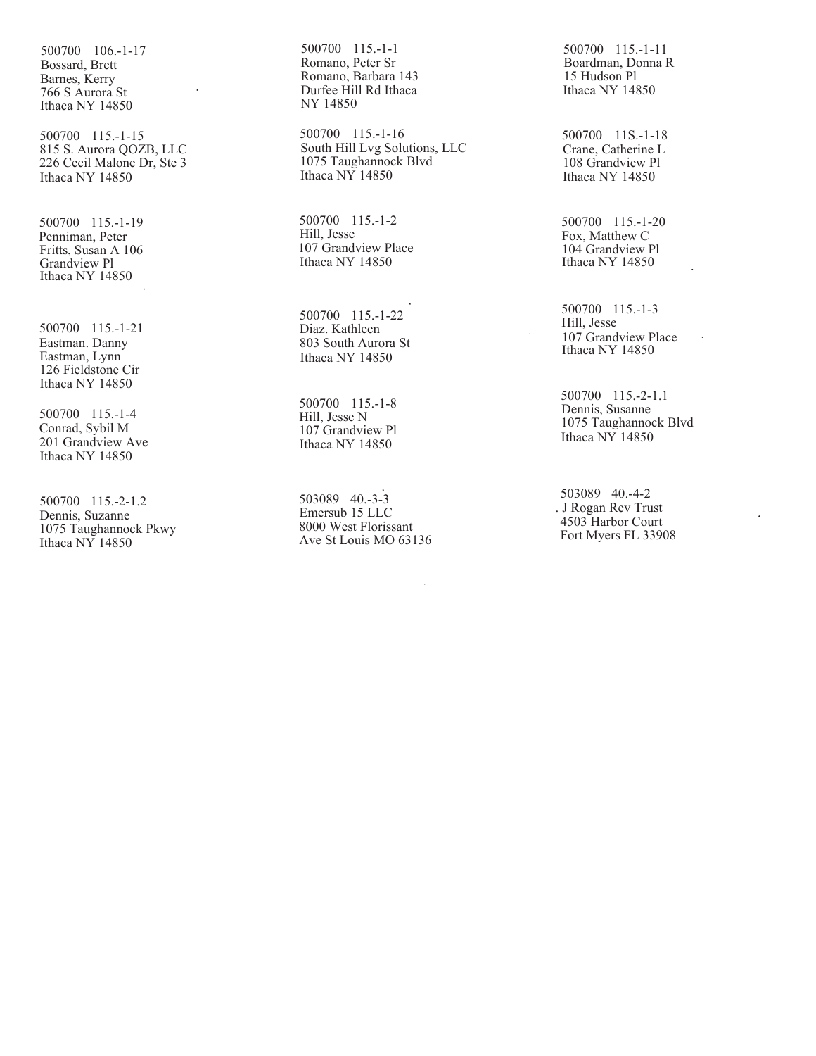500700 106.-1-17
Bossard, Brett
Barnes, Kerry
766 S Aurora St
Ithaca NY 14850

500700 115.-1-1
Romano, Peter Sr
Romano, Barbara 143
Durfee Hill Rd Ithaca
NY 14850

500700 115.-1-11
Boardman, Donna R
15 Hudson Pl
Ithaca NY 14850

500700 115.-1-15
815 S. Aurora QOZB, LLC
226 Cecil Malone Dr, Ste 3
Ithaca NY 14850

500700 115.-1-16
South Hill Lvg Solutions, LLC
1075 Taughannock Blvd
Ithaca NY 14850

500700 11S.-1-18
Crane, Catherine L
108 Grandview Pl
Ithaca NY 14850

500700 115.-1-19
Penniman, Peter
Fritts, Susan A 106
Grandview Pl
Ithaca NY 14850

500700 115.-1-2
Hill, Jesse
107 Grandview Place
Ithaca NY 14850

500700 115.-1-20
Fox, Matthew C
104 Grandview Pl
Ithaca NY 14850

500700 115.-1-21
Eastman. Danny
Eastman, Lynn
126 Fieldstone Cir
Ithaca NY 14850

500700 115.-1-22
Diaz. Kathleen
803 South Aurora St
Ithaca NY 14850

500700 115.-1-3
Hill, Jesse
107 Grandview Place
Ithaca NY 14850

500700 115.-1-4
Conrad, Sybil M
201 Grandview Ave
Ithaca NY 14850

500700 115.-1-8
Hill, Jesse N
107 Grandview Pl
Ithaca NY 14850

500700 115.-2-1.1
Dennis, Susanne
1075 Taughannock Blvd
Ithaca NY 14850

500700 115.-2-1.2
Dennis, Suzanne
1075 Taughannock Pkwy
Ithaca NY 14850

503089 40.-3-3
Emersub 15 LLC
8000 West Florissant
Ave St Louis MO 63136

503089 40.-4-2
. J Rogan Rev Trust
4503 Harbor Court
Fort Myers FL 33908